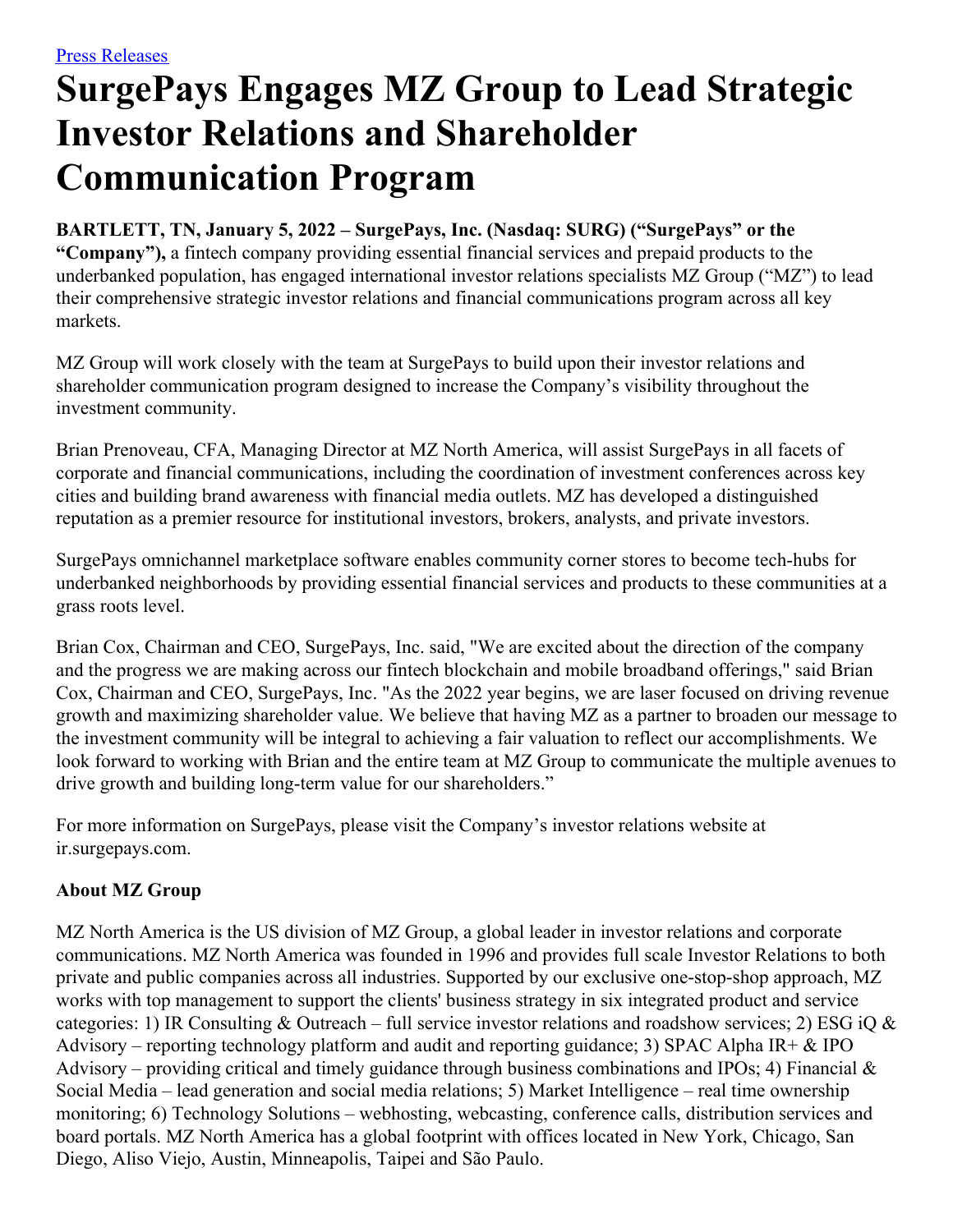[Press Releases](#)

# SurgePays Engages MZ Group to Lead Strategic Investor Relations and Shareholder Communication Program

**BARTLETT, TN, January 5, 2022 – SurgePays, Inc. (Nasdaq: SURG) ("SurgePays" or the "Company"),** a fintech company providing essential financial services and prepaid products to the underbanked population, has engaged international investor relations specialists MZ Group ("MZ") to lead their comprehensive strategic investor relations and financial communications program across all key markets.

MZ Group will work closely with the team at SurgePays to build upon their investor relations and shareholder communication program designed to increase the Company's visibility throughout the investment community.

Brian Prenoveau, CFA, Managing Director at MZ North America, will assist SurgePays in all facets of corporate and financial communications, including the coordination of investment conferences across key cities and building brand awareness with financial media outlets. MZ has developed a distinguished reputation as a premier resource for institutional investors, brokers, analysts, and private investors.

SurgePays omnichannel marketplace software enables community corner stores to become tech-hubs for underbanked neighborhoods by providing essential financial services and products to these communities at a grass roots level.

Brian Cox, Chairman and CEO, SurgePays, Inc. said, "We are excited about the direction of the company and the progress we are making across our fintech blockchain and mobile broadband offerings," said Brian Cox, Chairman and CEO, SurgePays, Inc. "As the 2022 year begins, we are laser focused on driving revenue growth and maximizing shareholder value. We believe that having MZ as a partner to broaden our message to the investment community will be integral to achieving a fair valuation to reflect our accomplishments. We look forward to working with Brian and the entire team at MZ Group to communicate the multiple avenues to drive growth and building long-term value for our shareholders."

For more information on SurgePays, please visit the Company's investor relations website at ir.surgepays.com.

**About MZ Group**

MZ North America is the US division of MZ Group, a global leader in investor relations and corporate communications. MZ North America was founded in 1996 and provides full scale Investor Relations to both private and public companies across all industries. Supported by our exclusive one-stop-shop approach, MZ works with top management to support the clients' business strategy in six integrated product and service categories: 1) IR Consulting & Outreach – full service investor relations and roadshow services; 2) ESG iQ & Advisory – reporting technology platform and audit and reporting guidance; 3) SPAC Alpha IR+ & IPO Advisory – providing critical and timely guidance through business combinations and IPOs; 4) Financial & Social Media – lead generation and social media relations; 5) Market Intelligence – real time ownership monitoring; 6) Technology Solutions – webhosting, webcasting, conference calls, distribution services and board portals. MZ North America has a global footprint with offices located in New York, Chicago, San Diego, Aliso Viejo, Austin, Minneapolis, Taipei and São Paulo.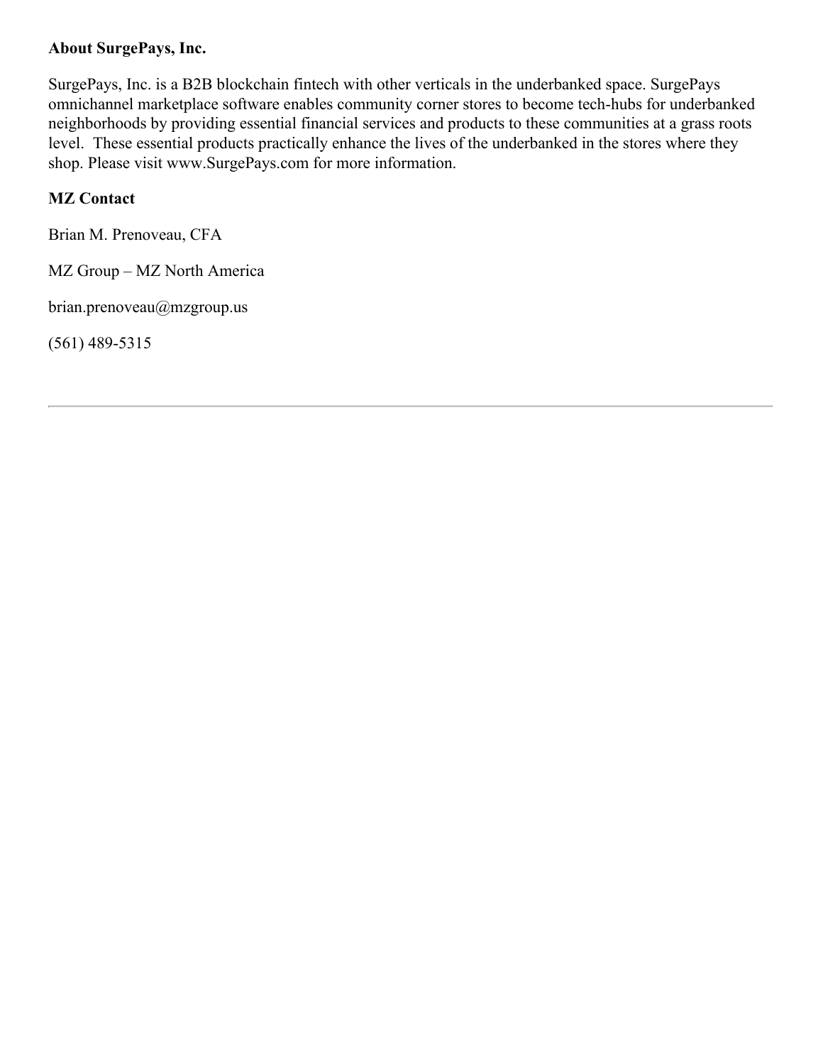**About SurgePays, Inc.**

SurgePays, Inc. is a B2B blockchain fintech with other verticals in the underbanked space. SurgePays omnichannel marketplace software enables community corner stores to become tech-hubs for underbanked neighborhoods by providing essential financial services and products to these communities at a grass roots level. These essential products practically enhance the lives of the underbanked in the stores where they shop. Please visit www.SurgePays.com for more information.

**MZ Contact**

Brian M. Prenoveau, CFA

MZ Group – MZ North America

brian.prenoveau@mzgroup.us

(561) 489-5315